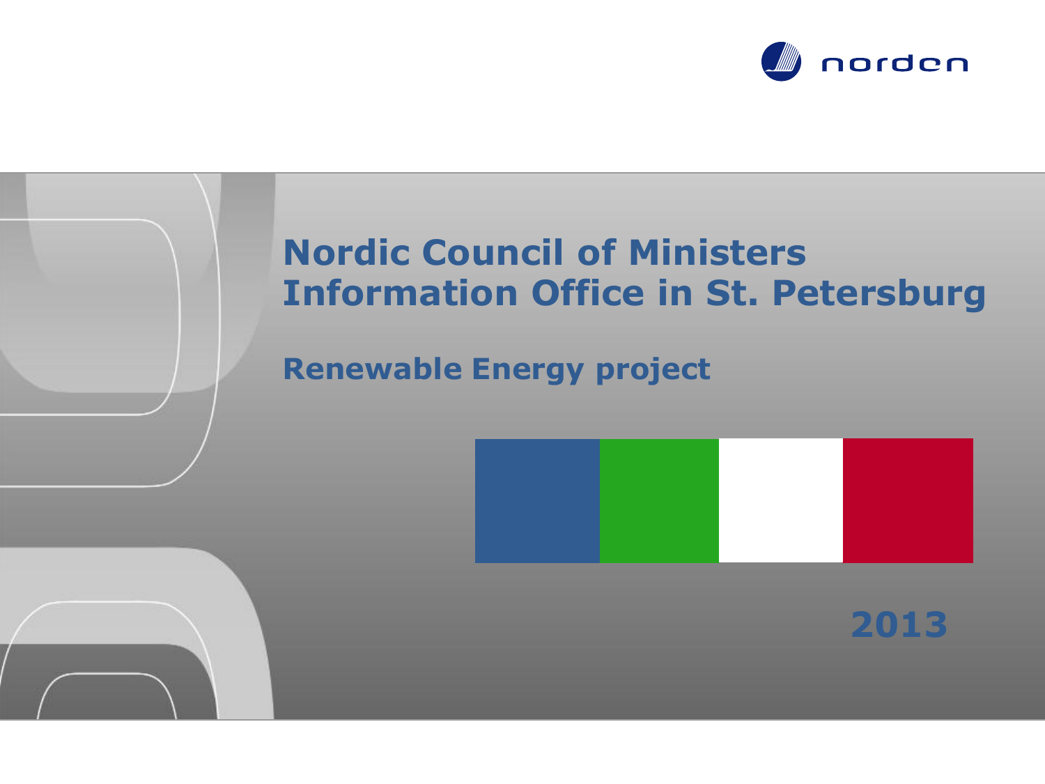norden

# Nordic Council of Ministers Information Office in St. Petersburg

## Renewable Energy project

2013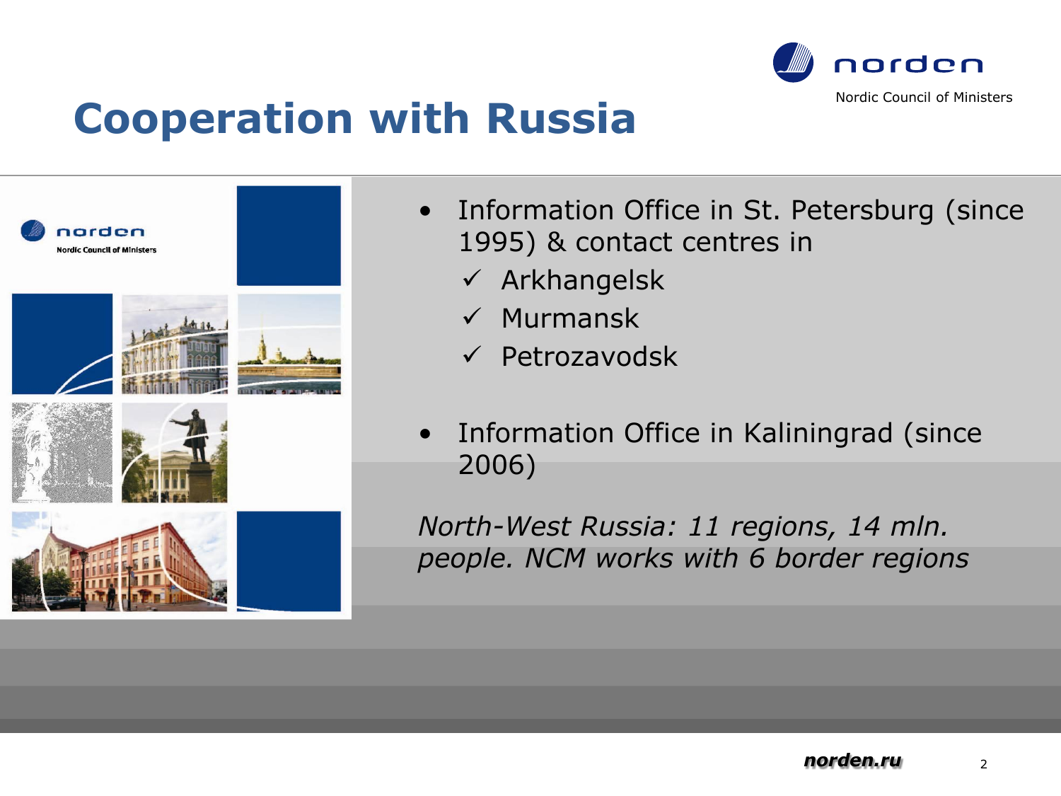# Cooperation with Russia

- Information Office in St. Petersburg (since 1995) & contact centres in
  - ✓ Arkhangelsk
  - ✓ Murmansk
  - ✓ Petrozavodsk

- Information Office in Kaliningrad (since 2006)

*North-West Russia: 11 regions, 14 mln. people. NCM works with 6 border regions*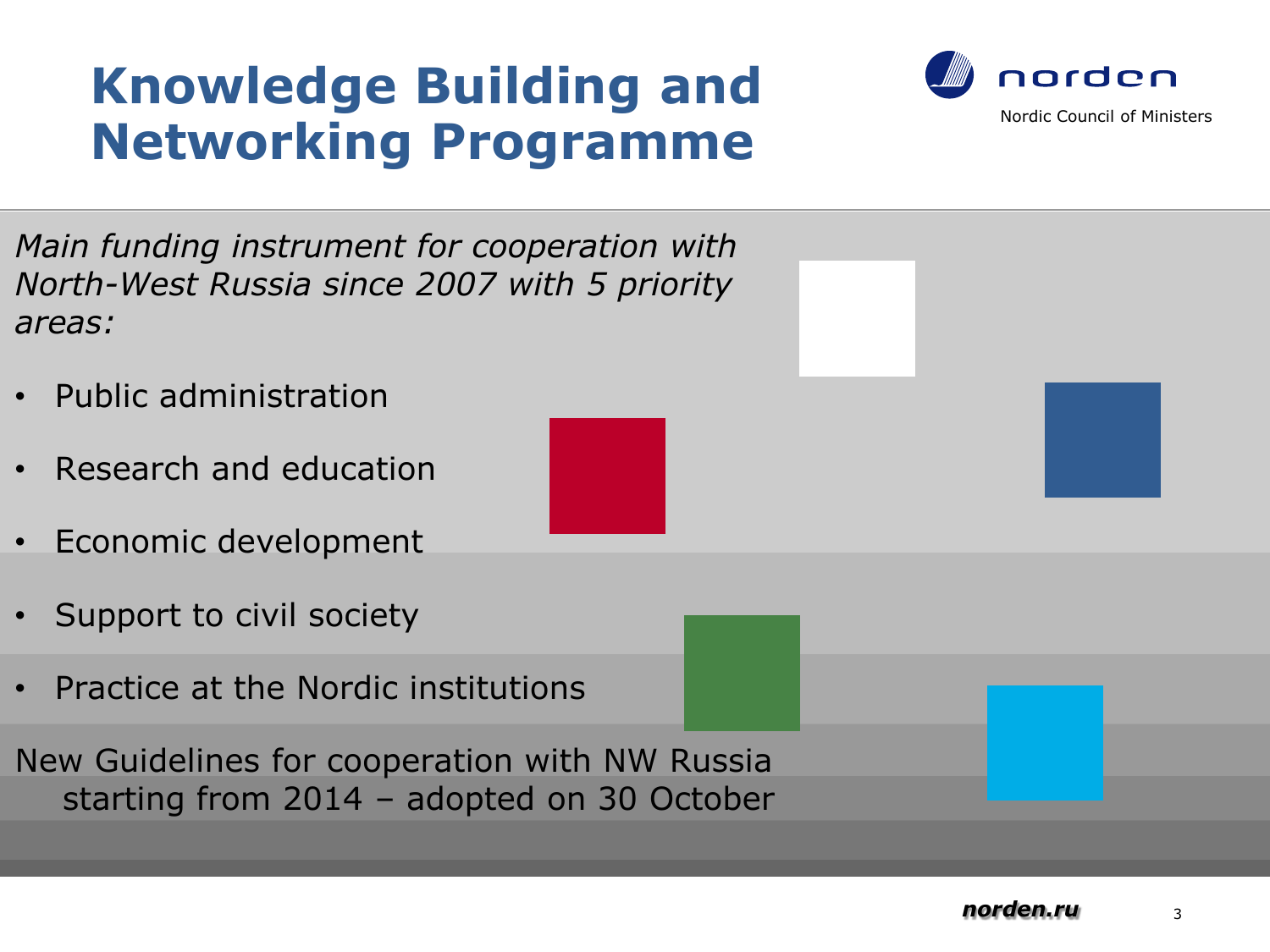# Knowledge Building and Networking Programme

*Main funding instrument for cooperation with North-West Russia since 2007 with 5 priority areas:*

- Public administration
- Research and education
- Economic development
- Support to civil society
- Practice at the Nordic institutions

New Guidelines for cooperation with NW Russia starting from 2014 – adopted on 30 October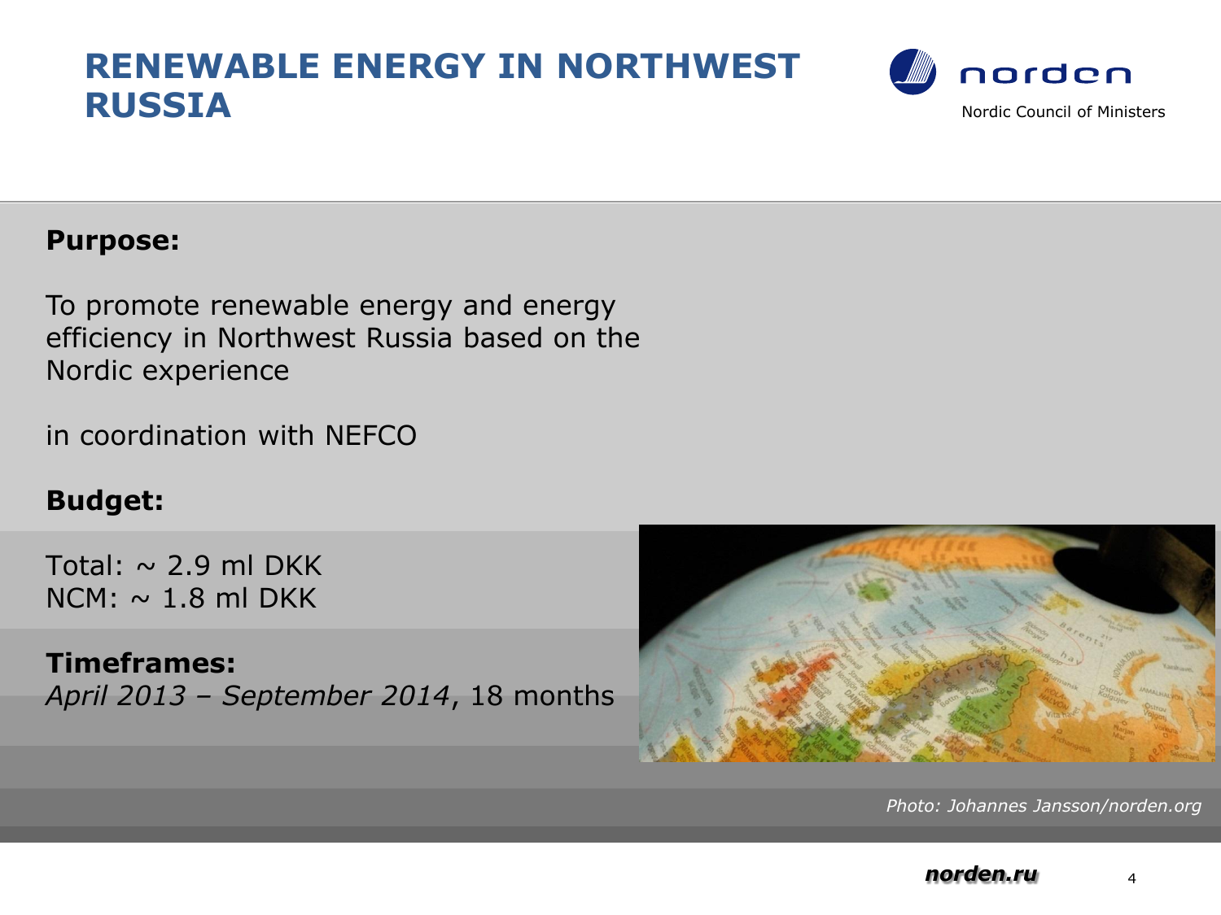# RENEWABLE ENERGY IN NORTHWEST RUSSIA

norden

Nordic Council of Ministers

**Purpose:**

To promote renewable energy and energy efficiency in Northwest Russia based on the Nordic experience

in coordination with NEFCO

**Budget:**

Total: ~ 2.9 ml DKK
NCM: ~ 1.8 ml DKK

**Timeframes:**
*April 2013 – September 2014*, 18 months

*Photo: Johannes Jansson/norden.org*

***norden.ru***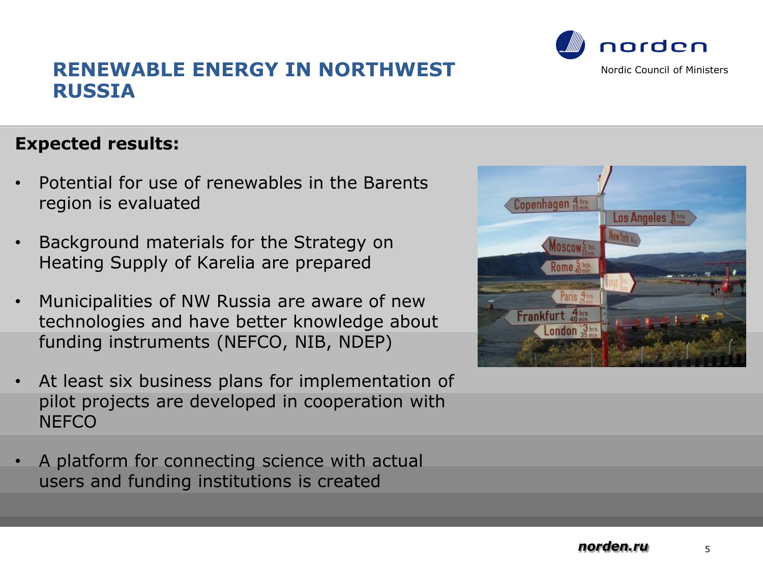# RENEWABLE ENERGY IN NORTHWEST RUSSIA

**Expected results:**

- Potential for use of renewables in the Barents region is evaluated
- Background materials for the Strategy on Heating Supply of Karelia are prepared
- Municipalities of NW Russia are aware of new technologies and have better knowledge about funding instruments (NEFCO, NIB, NDEP)
- At least six business plans for implementation of pilot projects are developed in cooperation with NEFCO
- A platform for connecting science with actual users and funding institutions is created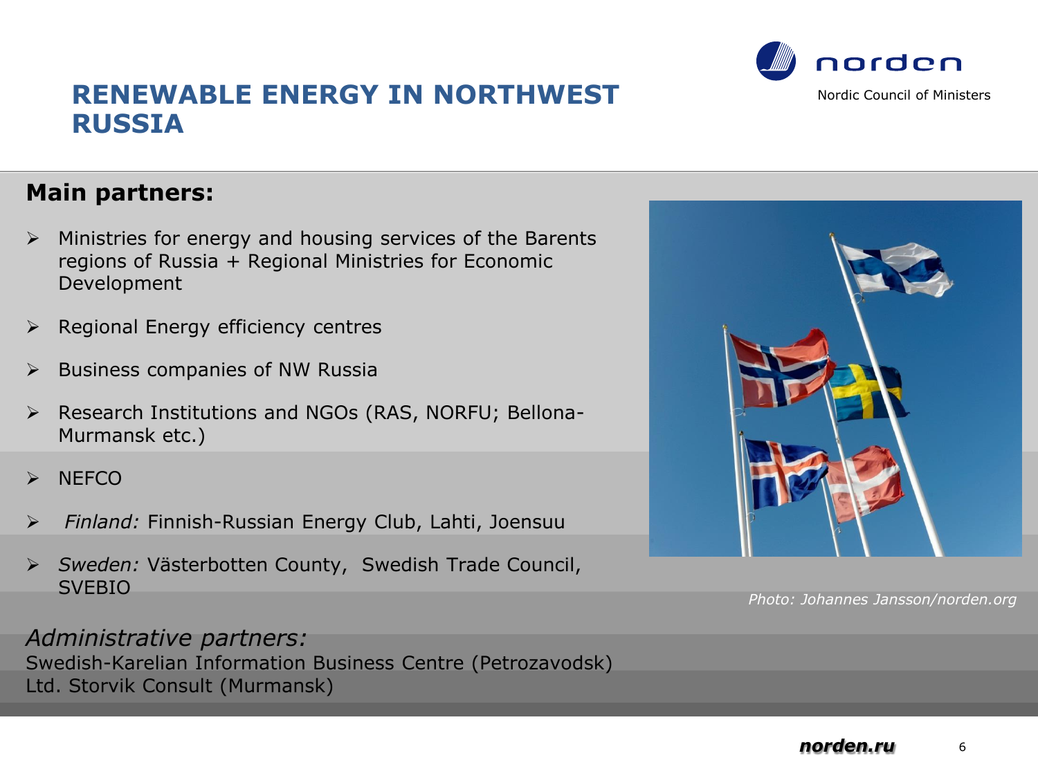# RENEWABLE ENERGY IN NORTHWEST RUSSIA

norden

Nordic Council of Ministers

## Main partners:

- Ministries for energy and housing services of the Barents regions of Russia + Regional Ministries for Economic Development
- Regional Energy efficiency centres
- Business companies of NW Russia
- Research Institutions and NGOs (RAS, NORFU; Bellona-Murmansk etc.)
- NEFCO
- *Finland:* Finnish-Russian Energy Club, Lahti, Joensuu
- *Sweden:* Västerbotten County, Swedish Trade Council, SVEBIO

*Administrative partners:*
Swedish-Karelian Information Business Centre (Petrozavodsk)
Ltd. Storvik Consult (Murmansk)

*Photo: Johannes Jansson/norden.org*

***norden.ru***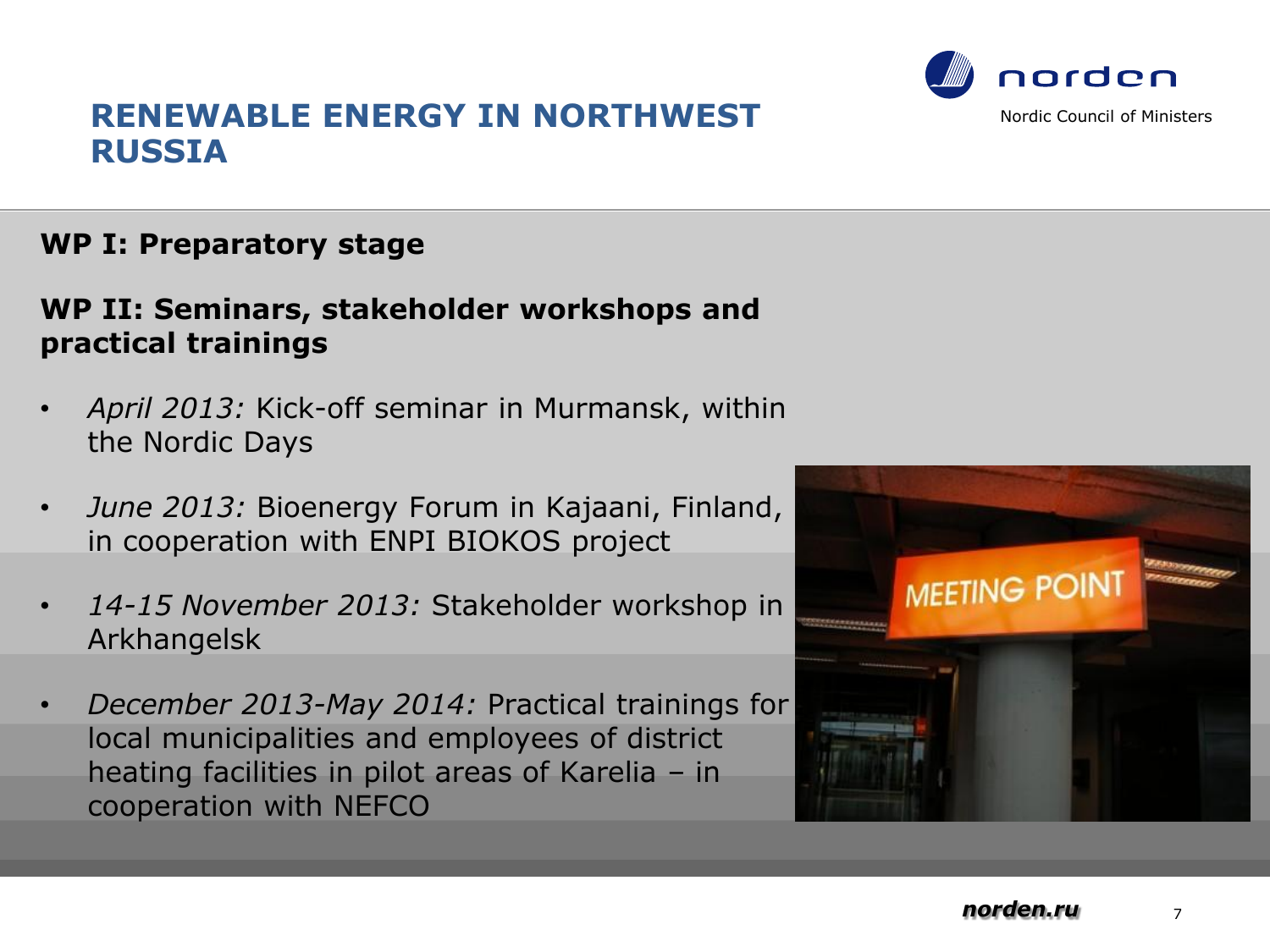# RENEWABLE ENERGY IN NORTHWEST RUSSIA

**WP I: Preparatory stage**

**WP II: Seminars, stakeholder workshops and practical trainings**

- *April 2013:* Kick-off seminar in Murmansk, within the Nordic Days
- *June 2013:* Bioenergy Forum in Kajaani, Finland, in cooperation with ENPI BIOKOS project
- *14-15 November 2013:* Stakeholder workshop in Arkhangelsk
- *December 2013-May 2014:* Practical trainings for local municipalities and employees of district heating facilities in pilot areas of Karelia – in cooperation with NEFCO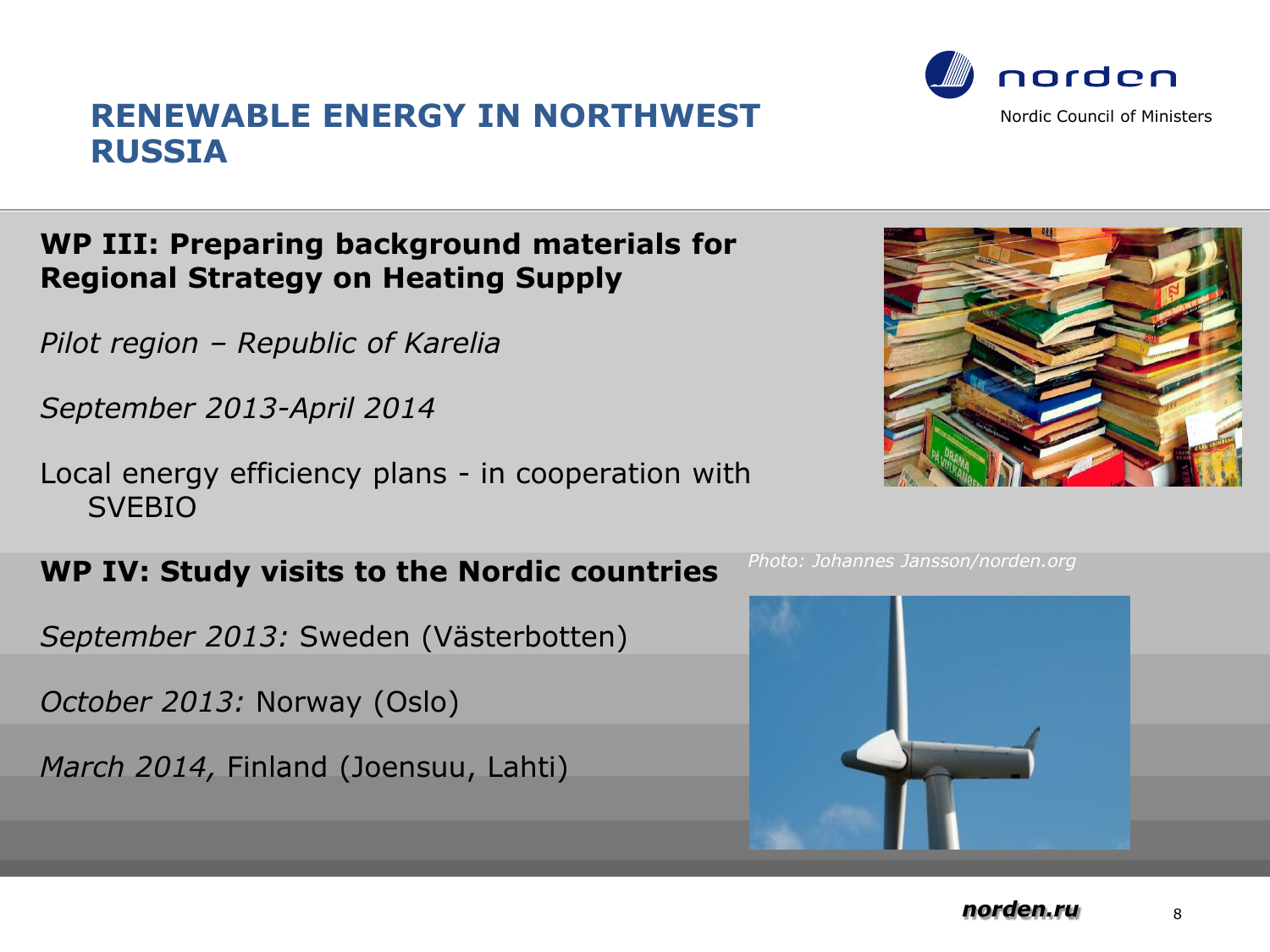# RENEWABLE ENERGY IN NORTHWEST RUSSIA

## WP III: Preparing background materials for Regional Strategy on Heating Supply

*Pilot region – Republic of Karelia*

*September 2013-April 2014*

Local energy efficiency plans - in cooperation with SVEBIO

## WP IV: Study visits to the Nordic countries

*September 2013:* Sweden (Västerbotten)

*October 2013:* Norway (Oslo)

*March 2014,* Finland (Joensuu, Lahti)

*Photo: Johannes Jansson/norden.org*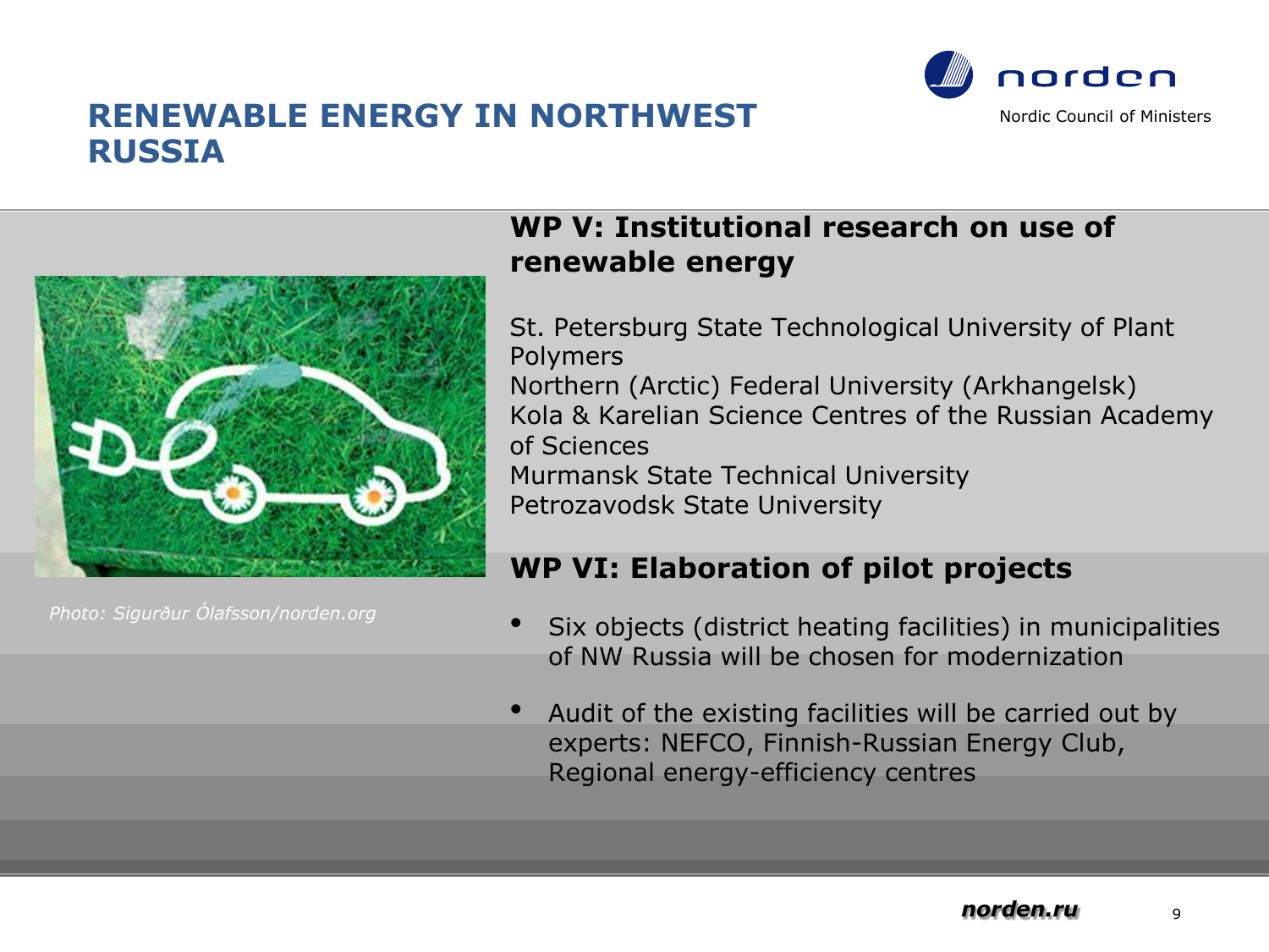# RENEWABLE ENERGY IN NORTHWEST RUSSIA

Photo: Sigurður Ólafsson/norden.org

## WP V: Institutional research on use of renewable energy

St. Petersburg State Technological University of Plant Polymers
Northern (Arctic) Federal University (Arkhangelsk)
Kola & Karelian Science Centres of the Russian Academy of Sciences
Murmansk State Technical University
Petrozavodsk State University

## WP VI: Elaboration of pilot projects

- Six objects (district heating facilities) in municipalities of NW Russia will be chosen for modernization
- Audit of the existing facilities will be carried out by experts: NEFCO, Finnish-Russian Energy Club, Regional energy-efficiency centres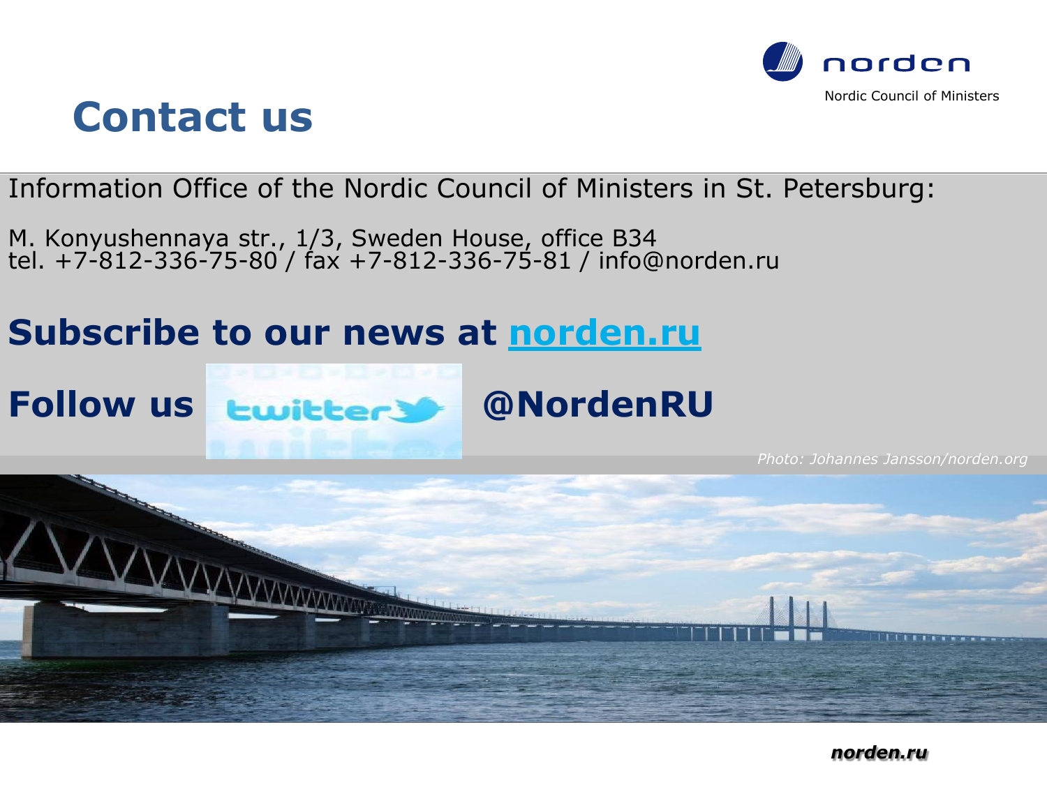# Contact us

Information Office of the Nordic Council of Ministers in St. Petersburg:

M. Konyushennaya str., 1/3, Sweden House, office B34
tel. +7-812-336-75-80 / fax +7-812-336-75-81 / info@norden.ru

**Subscribe to our news at [norden.ru](norden.ru)**

**Follow us** twitter **@NordenRU**

*Photo: Johannes Jansson/norden.org*